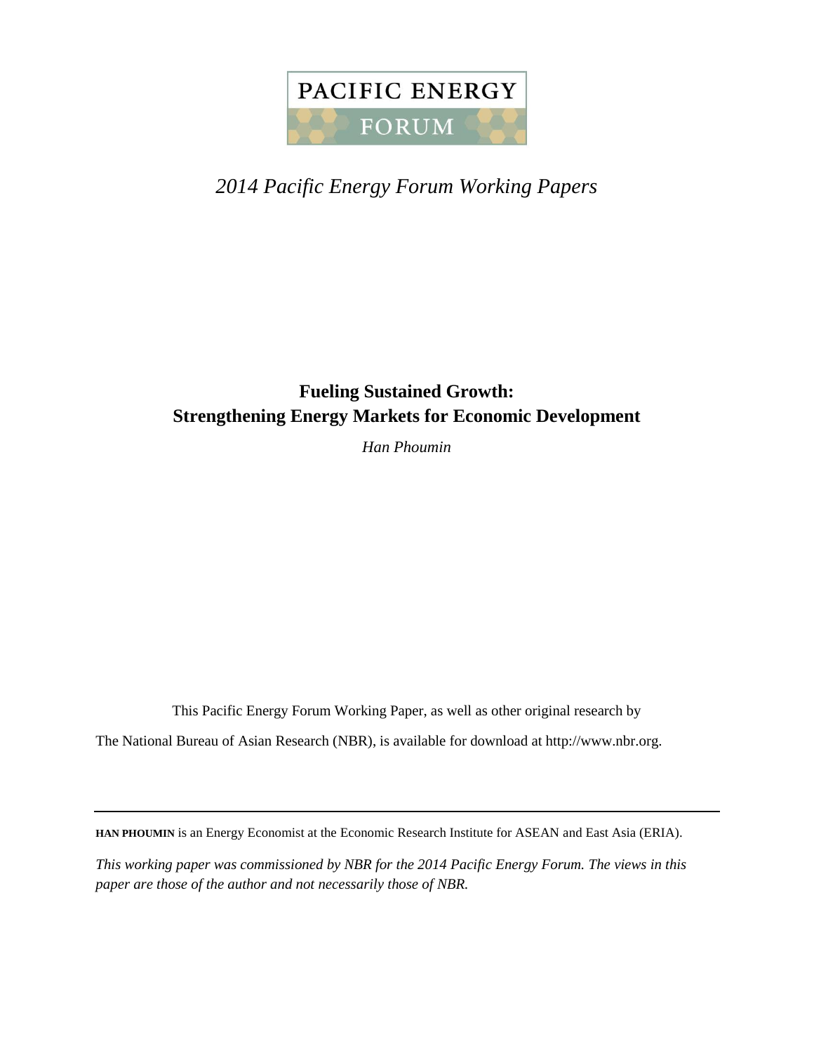PACIFIC ENERGY FORUM

*2014 Pacific Energy Forum Working Papers*

# Fueling Sustained Growth: Strengthening Energy Markets for Economic Development

*Han Phoumin*

This Pacific Energy Forum Working Paper, as well as other original research by The National Bureau of Asian Research (NBR), is available for download at http://www.nbr.org.

---

**HAN PHOUMIN** is an Energy Economist at the Economic Research Institute for ASEAN and East Asia (ERIA).

*This working paper was commissioned by NBR for the 2014 Pacific Energy Forum. The views in this paper are those of the author and not necessarily those of NBR.*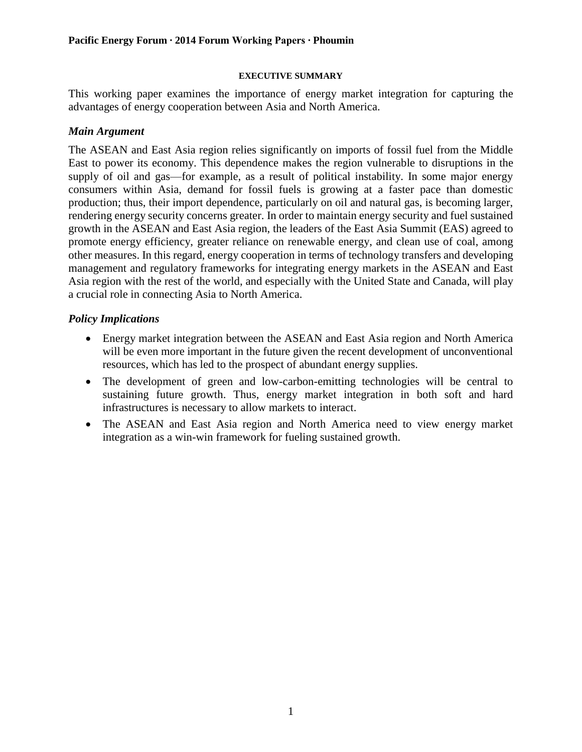## EXECUTIVE SUMMARY

This working paper examines the importance of energy market integration for capturing the advantages of energy cooperation between Asia and North America.

### *Main Argument*

The ASEAN and East Asia region relies significantly on imports of fossil fuel from the Middle East to power its economy. This dependence makes the region vulnerable to disruptions in the supply of oil and gas—for example, as a result of political instability. In some major energy consumers within Asia, demand for fossil fuels is growing at a faster pace than domestic production; thus, their import dependence, particularly on oil and natural gas, is becoming larger, rendering energy security concerns greater. In order to maintain energy security and fuel sustained growth in the ASEAN and East Asia region, the leaders of the East Asia Summit (EAS) agreed to promote energy efficiency, greater reliance on renewable energy, and clean use of coal, among other measures. In this regard, energy cooperation in terms of technology transfers and developing management and regulatory frameworks for integrating energy markets in the ASEAN and East Asia region with the rest of the world, and especially with the United State and Canada, will play a crucial role in connecting Asia to North America.

### *Policy Implications*

- Energy market integration between the ASEAN and East Asia region and North America will be even more important in the future given the recent development of unconventional resources, which has led to the prospect of abundant energy supplies.
- The development of green and low-carbon-emitting technologies will be central to sustaining future growth. Thus, energy market integration in both soft and hard infrastructures is necessary to allow markets to interact.
- The ASEAN and East Asia region and North America need to view energy market integration as a win-win framework for fueling sustained growth.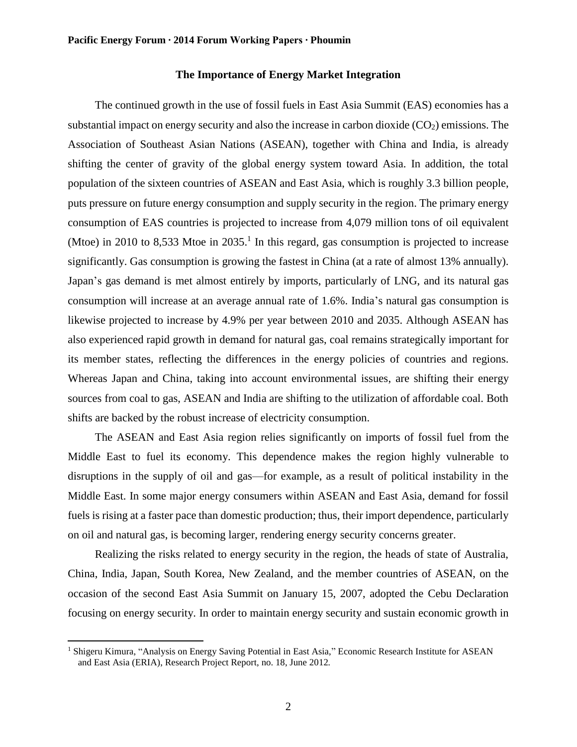## The Importance of Energy Market Integration

The continued growth in the use of fossil fuels in East Asia Summit (EAS) economies has a substantial impact on energy security and also the increase in carbon dioxide ($CO_2$) emissions. The Association of Southeast Asian Nations (ASEAN), together with China and India, is already shifting the center of gravity of the global energy system toward Asia. In addition, the total population of the sixteen countries of ASEAN and East Asia, which is roughly 3.3 billion people, puts pressure on future energy consumption and supply security in the region. The primary energy consumption of EAS countries is projected to increase from 4,079 million tons of oil equivalent (Mtoe) in 2010 to 8,533 Mtoe in 2035.[1] In this regard, gas consumption is projected to increase significantly. Gas consumption is growing the fastest in China (at a rate of almost 13% annually). Japan's gas demand is met almost entirely by imports, particularly of LNG, and its natural gas consumption will increase at an average annual rate of 1.6%. India's natural gas consumption is likewise projected to increase by 4.9% per year between 2010 and 2035. Although ASEAN has also experienced rapid growth in demand for natural gas, coal remains strategically important for its member states, reflecting the differences in the energy policies of countries and regions. Whereas Japan and China, taking into account environmental issues, are shifting their energy sources from coal to gas, ASEAN and India are shifting to the utilization of affordable coal. Both shifts are backed by the robust increase of electricity consumption.

The ASEAN and East Asia region relies significantly on imports of fossil fuel from the Middle East to fuel its economy. This dependence makes the region highly vulnerable to disruptions in the supply of oil and gas—for example, as a result of political instability in the Middle East. In some major energy consumers within ASEAN and East Asia, demand for fossil fuels is rising at a faster pace than domestic production; thus, their import dependence, particularly on oil and natural gas, is becoming larger, rendering energy security concerns greater.

Realizing the risks related to energy security in the region, the heads of state of Australia, China, India, Japan, South Korea, New Zealand, and the member countries of ASEAN, on the occasion of the second East Asia Summit on January 15, 2007, adopted the Cebu Declaration focusing on energy security. In order to maintain energy security and sustain economic growth in

---

[1] Shigeru Kimura, "Analysis on Energy Saving Potential in East Asia," Economic Research Institute for ASEAN and East Asia (ERIA), Research Project Report, no. 18, June 2012.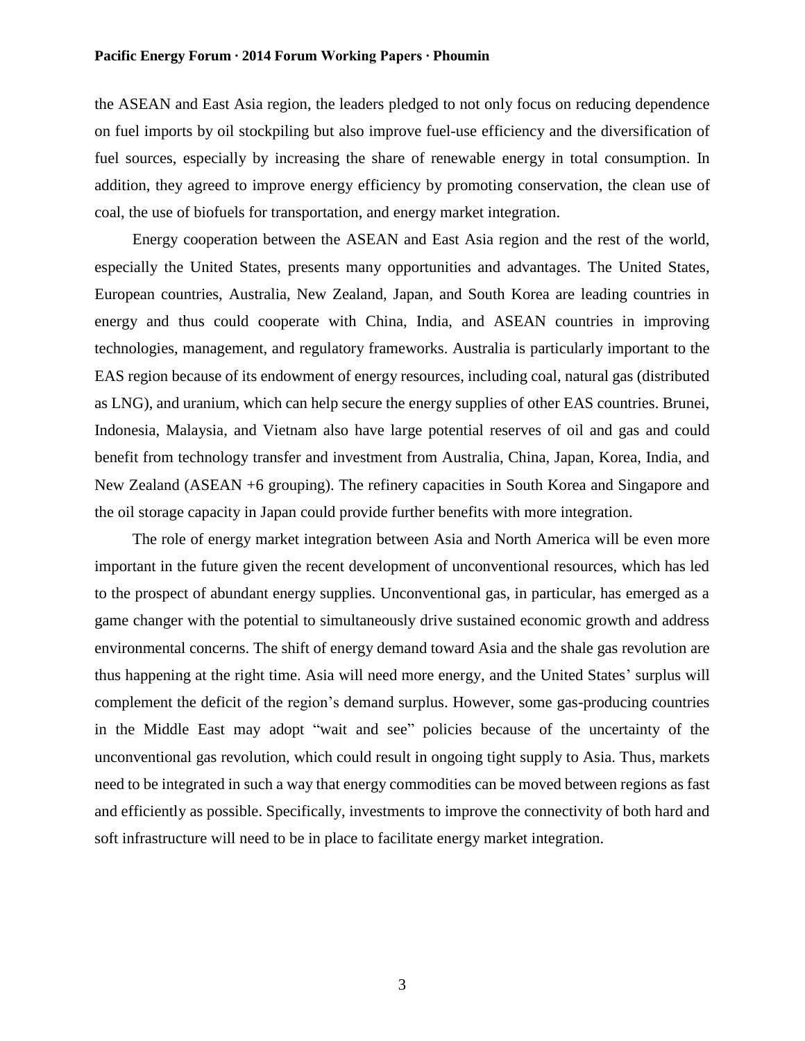the ASEAN and East Asia region, the leaders pledged to not only focus on reducing dependence on fuel imports by oil stockpiling but also improve fuel-use efficiency and the diversification of fuel sources, especially by increasing the share of renewable energy in total consumption. In addition, they agreed to improve energy efficiency by promoting conservation, the clean use of coal, the use of biofuels for transportation, and energy market integration.

Energy cooperation between the ASEAN and East Asia region and the rest of the world, especially the United States, presents many opportunities and advantages. The United States, European countries, Australia, New Zealand, Japan, and South Korea are leading countries in energy and thus could cooperate with China, India, and ASEAN countries in improving technologies, management, and regulatory frameworks. Australia is particularly important to the EAS region because of its endowment of energy resources, including coal, natural gas (distributed as LNG), and uranium, which can help secure the energy supplies of other EAS countries. Brunei, Indonesia, Malaysia, and Vietnam also have large potential reserves of oil and gas and could benefit from technology transfer and investment from Australia, China, Japan, Korea, India, and New Zealand (ASEAN +6 grouping). The refinery capacities in South Korea and Singapore and the oil storage capacity in Japan could provide further benefits with more integration.

The role of energy market integration between Asia and North America will be even more important in the future given the recent development of unconventional resources, which has led to the prospect of abundant energy supplies. Unconventional gas, in particular, has emerged as a game changer with the potential to simultaneously drive sustained economic growth and address environmental concerns. The shift of energy demand toward Asia and the shale gas revolution are thus happening at the right time. Asia will need more energy, and the United States' surplus will complement the deficit of the region's demand surplus. However, some gas-producing countries in the Middle East may adopt "wait and see" policies because of the uncertainty of the unconventional gas revolution, which could result in ongoing tight supply to Asia. Thus, markets need to be integrated in such a way that energy commodities can be moved between regions as fast and efficiently as possible. Specifically, investments to improve the connectivity of both hard and soft infrastructure will need to be in place to facilitate energy market integration.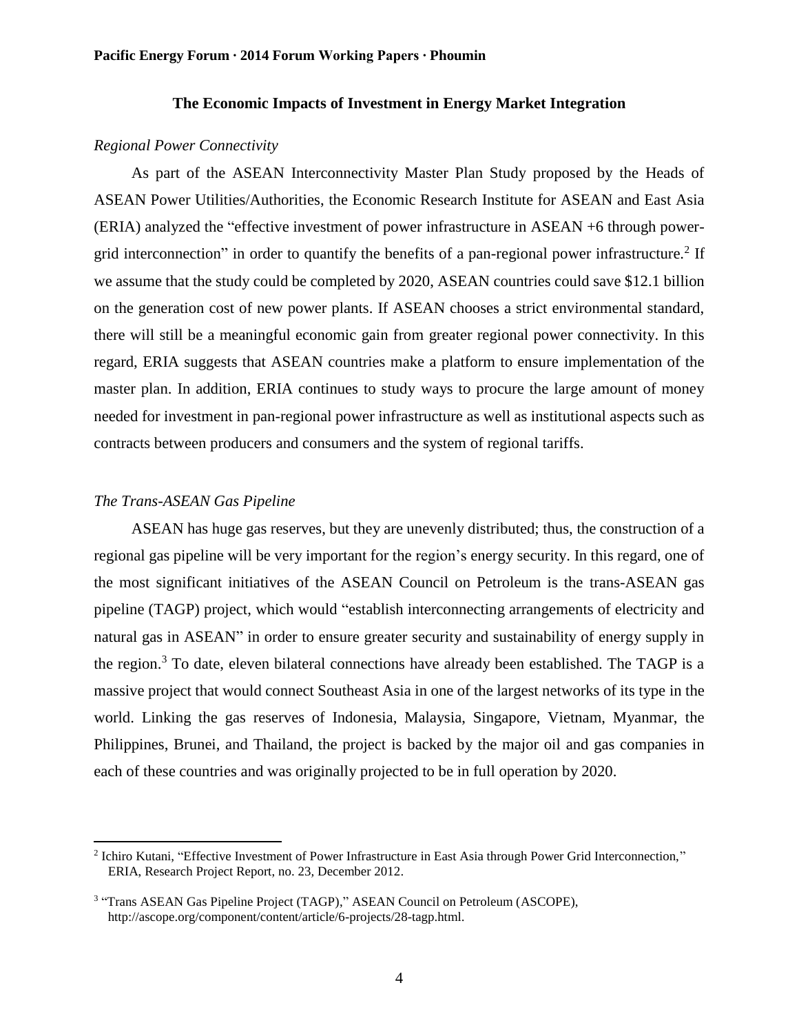## The Economic Impacts of Investment in Energy Market Integration

### *Regional Power Connectivity*

As part of the ASEAN Interconnectivity Master Plan Study proposed by the Heads of ASEAN Power Utilities/Authorities, the Economic Research Institute for ASEAN and East Asia (ERIA) analyzed the "effective investment of power infrastructure in ASEAN +6 through power-grid interconnection" in order to quantify the benefits of a pan-regional power infrastructure.[2] If we assume that the study could be completed by 2020, ASEAN countries could save $12.1 billion on the generation cost of new power plants. If ASEAN chooses a strict environmental standard, there will still be a meaningful economic gain from greater regional power connectivity. In this regard, ERIA suggests that ASEAN countries make a platform to ensure implementation of the master plan. In addition, ERIA continues to study ways to procure the large amount of money needed for investment in pan-regional power infrastructure as well as institutional aspects such as contracts between producers and consumers and the system of regional tariffs.

### *The Trans-ASEAN Gas Pipeline*

ASEAN has huge gas reserves, but they are unevenly distributed; thus, the construction of a regional gas pipeline will be very important for the region's energy security. In this regard, one of the most significant initiatives of the ASEAN Council on Petroleum is the trans-ASEAN gas pipeline (TAGP) project, which would "establish interconnecting arrangements of electricity and natural gas in ASEAN" in order to ensure greater security and sustainability of energy supply in the region.[3] To date, eleven bilateral connections have already been established. The TAGP is a massive project that would connect Southeast Asia in one of the largest networks of its type in the world. Linking the gas reserves of Indonesia, Malaysia, Singapore, Vietnam, Myanmar, the Philippines, Brunei, and Thailand, the project is backed by the major oil and gas companies in each of these countries and was originally projected to be in full operation by 2020.

---

[2] Ichiro Kutani, "Effective Investment of Power Infrastructure in East Asia through Power Grid Interconnection," ERIA, Research Project Report, no. 23, December 2012.

[3] "Trans ASEAN Gas Pipeline Project (TAGP)," ASEAN Council on Petroleum (ASCOPE), http://ascope.org/component/content/article/6-projects/28-tagp.html.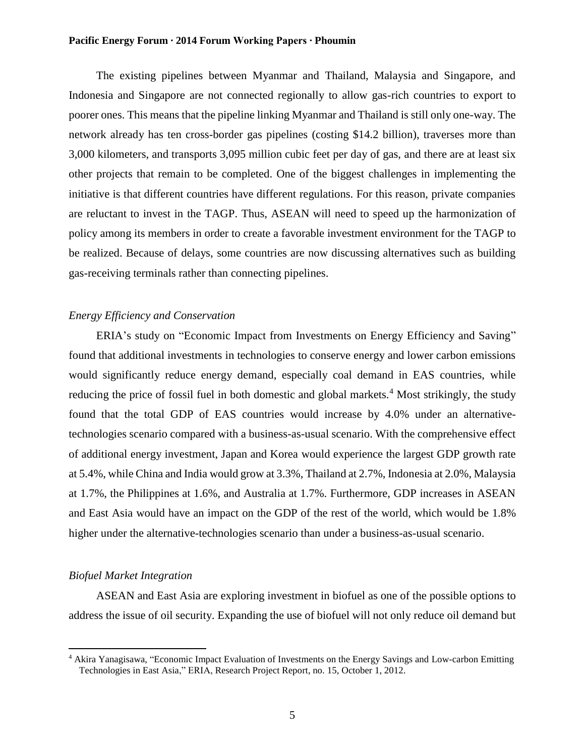The existing pipelines between Myanmar and Thailand, Malaysia and Singapore, and Indonesia and Singapore are not connected regionally to allow gas-rich countries to export to poorer ones. This means that the pipeline linking Myanmar and Thailand is still only one-way. The network already has ten cross-border gas pipelines (costing $14.2 billion), traverses more than 3,000 kilometers, and transports 3,095 million cubic feet per day of gas, and there are at least six other projects that remain to be completed. One of the biggest challenges in implementing the initiative is that different countries have different regulations. For this reason, private companies are reluctant to invest in the TAGP. Thus, ASEAN will need to speed up the harmonization of policy among its members in order to create a favorable investment environment for the TAGP to be realized. Because of delays, some countries are now discussing alternatives such as building gas-receiving terminals rather than connecting pipelines.

*Energy Efficiency and Conservation*

ERIA's study on "Economic Impact from Investments on Energy Efficiency and Saving" found that additional investments in technologies to conserve energy and lower carbon emissions would significantly reduce energy demand, especially coal demand in EAS countries, while reducing the price of fossil fuel in both domestic and global markets.[4] Most strikingly, the study found that the total GDP of EAS countries would increase by 4.0% under an alternative-technologies scenario compared with a business-as-usual scenario. With the comprehensive effect of additional energy investment, Japan and Korea would experience the largest GDP growth rate at 5.4%, while China and India would grow at 3.3%, Thailand at 2.7%, Indonesia at 2.0%, Malaysia at 1.7%, the Philippines at 1.6%, and Australia at 1.7%. Furthermore, GDP increases in ASEAN and East Asia would have an impact on the GDP of the rest of the world, which would be 1.8% higher under the alternative-technologies scenario than under a business-as-usual scenario.

*Biofuel Market Integration*

ASEAN and East Asia are exploring investment in biofuel as one of the possible options to address the issue of oil security. Expanding the use of biofuel will not only reduce oil demand but

[4] Akira Yanagisawa, "Economic Impact Evaluation of Investments on the Energy Savings and Low-carbon Emitting Technologies in East Asia," ERIA, Research Project Report, no. 15, October 1, 2012.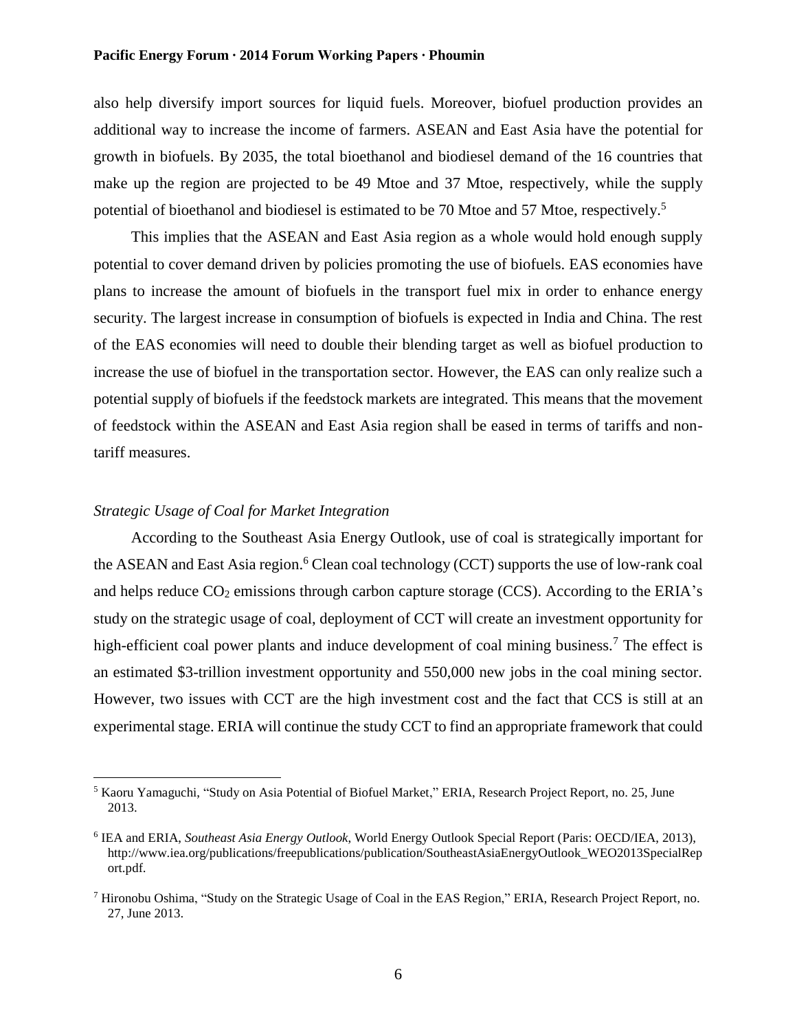also help diversify import sources for liquid fuels. Moreover, biofuel production provides an additional way to increase the income of farmers. ASEAN and East Asia have the potential for growth in biofuels. By 2035, the total bioethanol and biodiesel demand of the 16 countries that make up the region are projected to be 49 Mtoe and 37 Mtoe, respectively, while the supply potential of bioethanol and biodiesel is estimated to be 70 Mtoe and 57 Mtoe, respectively.[5]

This implies that the ASEAN and East Asia region as a whole would hold enough supply potential to cover demand driven by policies promoting the use of biofuels. EAS economies have plans to increase the amount of biofuels in the transport fuel mix in order to enhance energy security. The largest increase in consumption of biofuels is expected in India and China. The rest of the EAS economies will need to double their blending target as well as biofuel production to increase the use of biofuel in the transportation sector. However, the EAS can only realize such a potential supply of biofuels if the feedstock markets are integrated. This means that the movement of feedstock within the ASEAN and East Asia region shall be eased in terms of tariffs and non-tariff measures.

*Strategic Usage of Coal for Market Integration*

According to the Southeast Asia Energy Outlook, use of coal is strategically important for the ASEAN and East Asia region.[6] Clean coal technology (CCT) supports the use of low-rank coal and helps reduce $CO_2$ emissions through carbon capture storage (CCS). According to the ERIA's study on the strategic usage of coal, deployment of CCT will create an investment opportunity for high-efficient coal power plants and induce development of coal mining business.[7] The effect is an estimated \$3-trillion investment opportunity and 550,000 new jobs in the coal mining sector. However, two issues with CCT are the high investment cost and the fact that CCS is still at an experimental stage. ERIA will continue the study CCT to find an appropriate framework that could

---

[5] Kaoru Yamaguchi, "Study on Asia Potential of Biofuel Market," ERIA, Research Project Report, no. 25, June 2013.

[6] IEA and ERIA, *Southeast Asia Energy Outlook*, World Energy Outlook Special Report (Paris: OECD/IEA, 2013), http://www.iea.org/publications/freepublications/publication/SoutheastAsiaEnergyOutlook_WEO2013SpecialReport.pdf.

[7] Hironobu Oshima, "Study on the Strategic Usage of Coal in the EAS Region," ERIA, Research Project Report, no. 27, June 2013.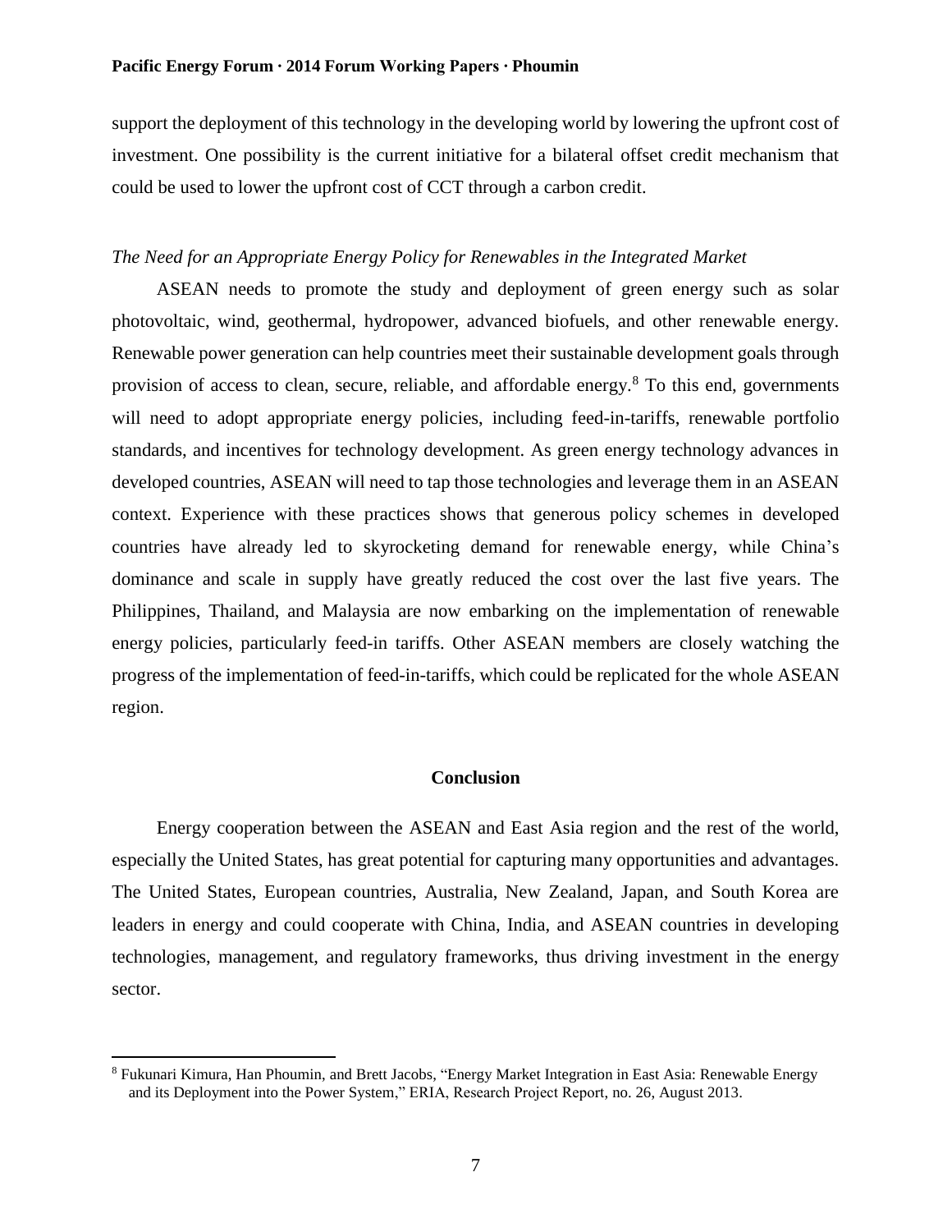support the deployment of this technology in the developing world by lowering the upfront cost of investment. One possibility is the current initiative for a bilateral offset credit mechanism that could be used to lower the upfront cost of CCT through a carbon credit.

*The Need for an Appropriate Energy Policy for Renewables in the Integrated Market*

ASEAN needs to promote the study and deployment of green energy such as solar photovoltaic, wind, geothermal, hydropower, advanced biofuels, and other renewable energy. Renewable power generation can help countries meet their sustainable development goals through provision of access to clean, secure, reliable, and affordable energy.[8] To this end, governments will need to adopt appropriate energy policies, including feed-in-tariffs, renewable portfolio standards, and incentives for technology development. As green energy technology advances in developed countries, ASEAN will need to tap those technologies and leverage them in an ASEAN context. Experience with these practices shows that generous policy schemes in developed countries have already led to skyrocketing demand for renewable energy, while China's dominance and scale in supply have greatly reduced the cost over the last five years. The Philippines, Thailand, and Malaysia are now embarking on the implementation of renewable energy policies, particularly feed-in tariffs. Other ASEAN members are closely watching the progress of the implementation of feed-in-tariffs, which could be replicated for the whole ASEAN region.

## Conclusion

Energy cooperation between the ASEAN and East Asia region and the rest of the world, especially the United States, has great potential for capturing many opportunities and advantages. The United States, European countries, Australia, New Zealand, Japan, and South Korea are leaders in energy and could cooperate with China, India, and ASEAN countries in developing technologies, management, and regulatory frameworks, thus driving investment in the energy sector.

[8] Fukunari Kimura, Han Phoumin, and Brett Jacobs, "Energy Market Integration in East Asia: Renewable Energy and its Deployment into the Power System," ERIA, Research Project Report, no. 26, August 2013.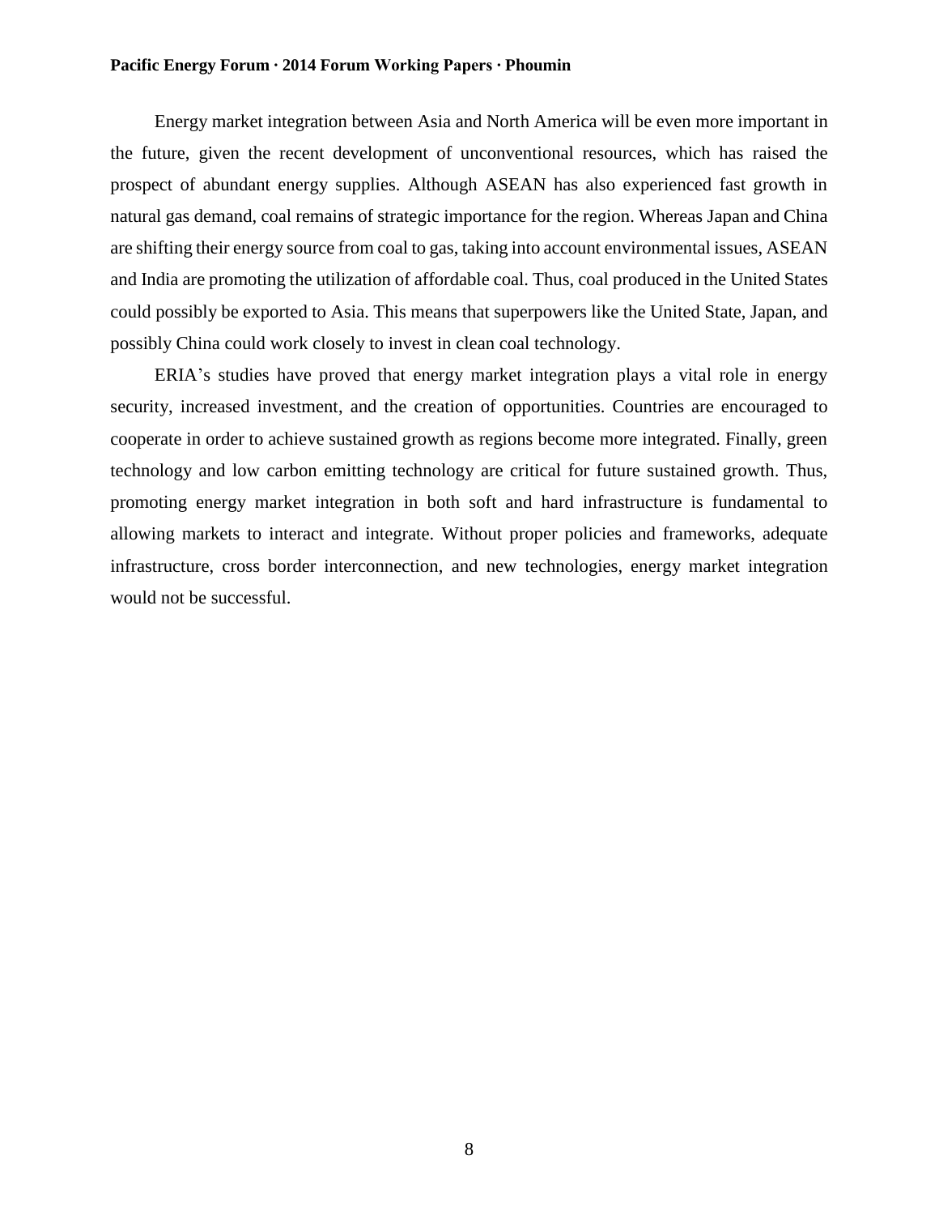Energy market integration between Asia and North America will be even more important in the future, given the recent development of unconventional resources, which has raised the prospect of abundant energy supplies. Although ASEAN has also experienced fast growth in natural gas demand, coal remains of strategic importance for the region. Whereas Japan and China are shifting their energy source from coal to gas, taking into account environmental issues, ASEAN and India are promoting the utilization of affordable coal. Thus, coal produced in the United States could possibly be exported to Asia. This means that superpowers like the United State, Japan, and possibly China could work closely to invest in clean coal technology.

ERIA's studies have proved that energy market integration plays a vital role in energy security, increased investment, and the creation of opportunities. Countries are encouraged to cooperate in order to achieve sustained growth as regions become more integrated. Finally, green technology and low carbon emitting technology are critical for future sustained growth. Thus, promoting energy market integration in both soft and hard infrastructure is fundamental to allowing markets to interact and integrate. Without proper policies and frameworks, adequate infrastructure, cross border interconnection, and new technologies, energy market integration would not be successful.